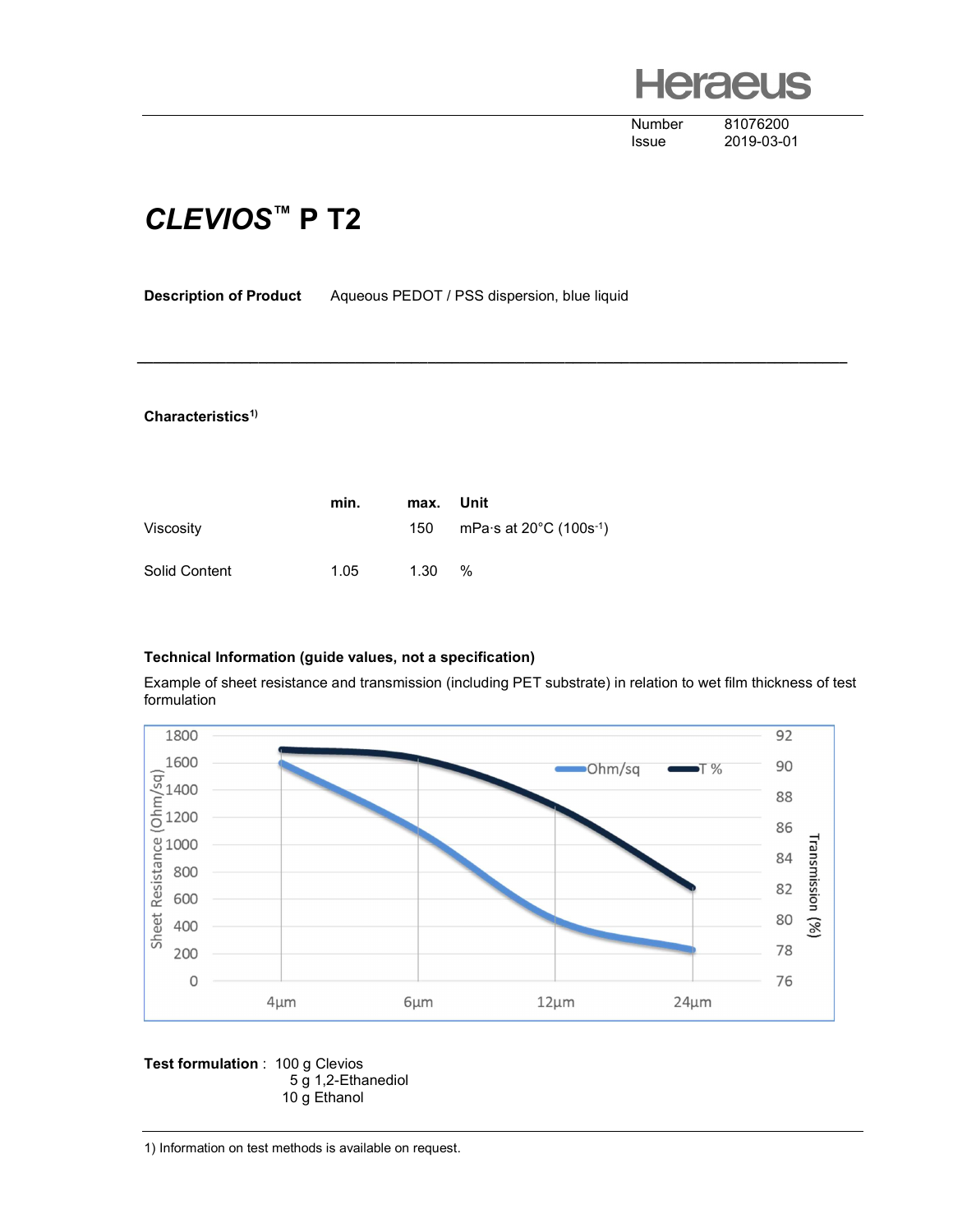Number 81076200
Issue 2019-03-01

# *CLEVIOS*™ P T2

**Description of Product** Aqueous PEDOT / PSS dispersion, blue liquid

---

**Characteristics**[1)]

| | min. | max. | Unit |
|---|---|---|---|
| Viscosity | | 150 | mPa·s at 20°C ($100 s^{-1}$) |
| Solid Content | 1.05 | 1.30 | % |

**Technical Information (guide values, not a specification)**

Example of sheet resistance and transmission (including PET substrate) in relation to wet film thickness of test formulation

Sheet Resistance (Ohm/sq)
1800
1600
1400
1200
1000
800
600
400
200
0

Transmission (%)
92
90
88
86
84
82
80
78
76

4µm
6µm
12µm
24µm

Ohm/sq
T %

**Test formulation** : 100 g Clevios
5 g 1,2-Ethanediol
10 g Ethanol

---

1) Information on test methods is available on request.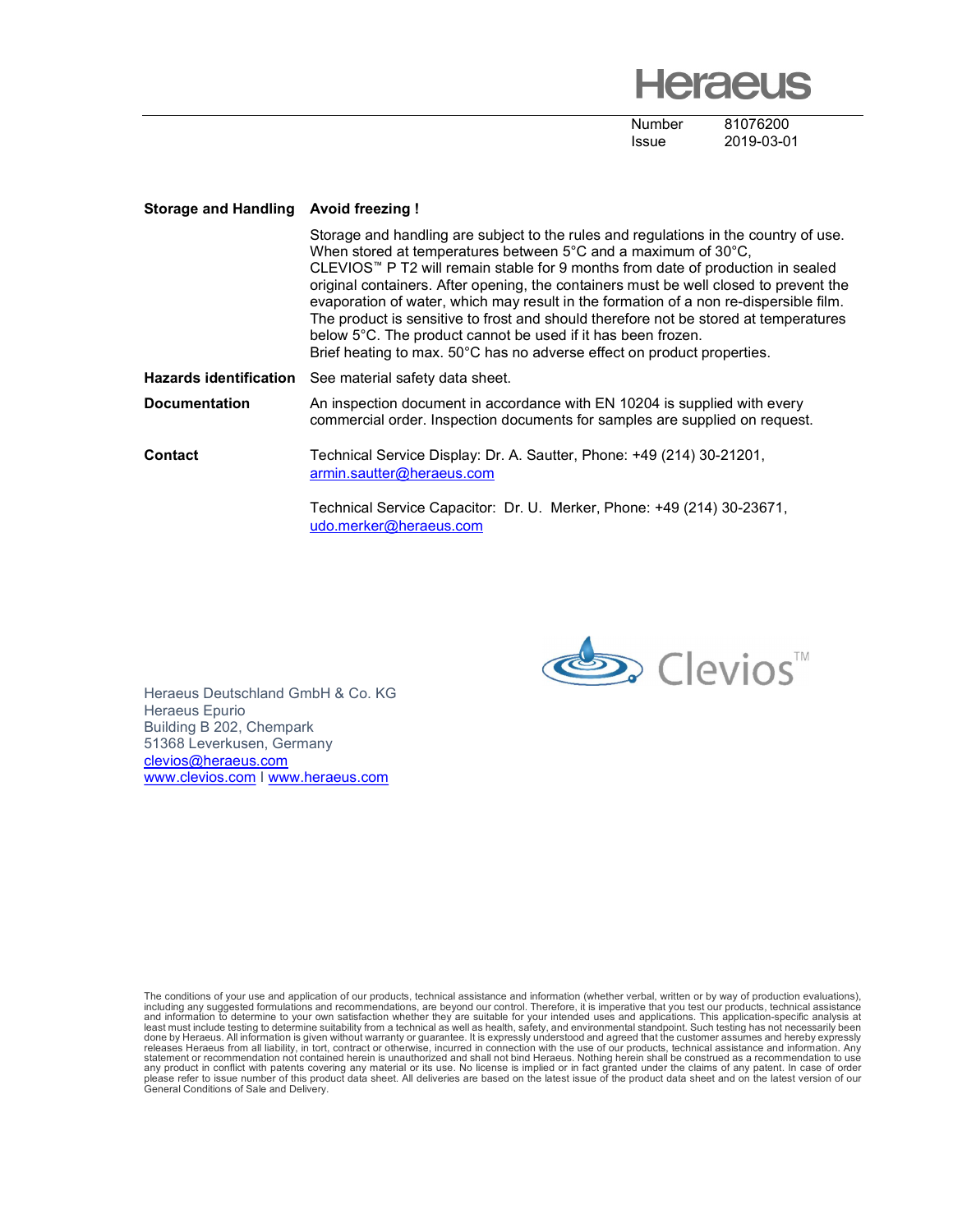Number 81076200
Issue 2019-03-01

| | |
|---|---|
| **Storage and Handling** | **Avoid freezing !**<br><br>Storage and handling are subject to the rules and regulations in the country of use. When stored at temperatures between 5°C and a maximum of 30°C, CLEVIOS™ P T2 will remain stable for 9 months from date of production in sealed original containers. After opening, the containers must be well closed to prevent the evaporation of water, which may result in the formation of a non re-dispersible film. The product is sensitive to frost and should therefore not be stored at temperatures below 5°C. The product cannot be used if it has been frozen.<br>Brief heating to max. 50°C has no adverse effect on product properties. |
| **Hazards identification** | See material safety data sheet. |
| **Documentation** | An inspection document in accordance with EN 10204 is supplied with every commercial order. Inspection documents for samples are supplied on request. |
| **Contact** | Technical Service Display: Dr. A. Sautter, Phone: +49 (214) 30-21201, armin.sautter@heraeus.com<br><br>Technical Service Capacitor: Dr. U. Merker, Phone: +49 (214) 30-23671, udo.merker@heraeus.com |

Heraeus Deutschland GmbH & Co. KG
Heraeus Epurio
Building B 202, Chempark
51368 Leverkusen, Germany
clevios@heraeus.com
www.clevios.com I www.heraeus.com

The conditions of your use and application of our products, technical assistance and information (whether verbal, written or by way of production evaluations), including any suggested formulations and recommendations, are beyond our control. Therefore, it is imperative that you test our products, technical assistance and information to determine to your own satisfaction whether they are suitable for your intended uses and applications. This application-specific analysis at least must include testing to determine suitability from a technical as well as health, safety, and environmental standpoint. Such testing has not necessarily been done by Heraeus. All information is given without warranty or guarantee. It is expressly understood and agreed that the customer assumes and hereby expressly releases Heraeus from all liability, in tort, contract or otherwise, incurred in connection with the use of our products, technical assistance and information. Any statement or recommendation not contained herein is unauthorized and shall not bind Heraeus. Nothing herein shall be construed as a recommendation to use any product in conflict with patents covering any material or its use. No license is implied or in fact granted under the claims of any patent. In case of order please refer to issue number of this product data sheet. All deliveries are based on the latest issue of the product data sheet and on the latest version of our General Conditions of Sale and Delivery.